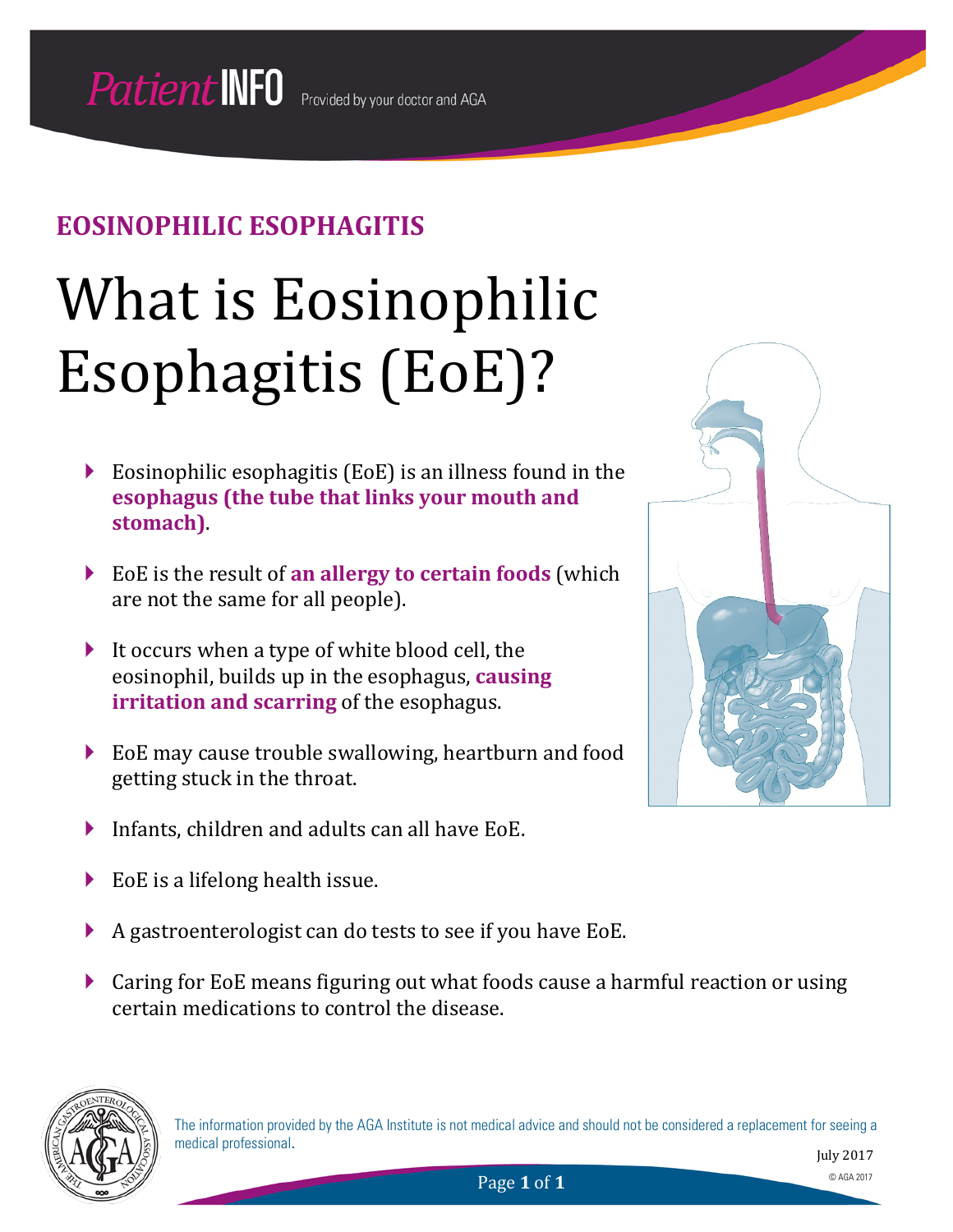PatientINFO Provided by your doctor and AGA

## EOSINOPHILIC ESOPHAGITIS

# What is Eosinophilic Esophagitis (EoE)?

- Eosinophilic esophagitis (EoE) is an illness found in the **esophagus (the tube that links your mouth and stomach)**.
- EoE is the result of **an allergy to certain foods** (which are not the same for all people).
- It occurs when a type of white blood cell, the eosinophil, builds up in the esophagus, **causing irritation and scarring** of the esophagus.
- EoE may cause trouble swallowing, heartburn and food getting stuck in the throat.
- Infants, children and adults can all have EoE.
- EoE is a lifelong health issue.
- A gastroenterologist can do tests to see if you have EoE.
- Caring for EoE means figuring out what foods cause a harmful reaction or using certain medications to control the disease.

The information provided by the AGA Institute is not medical advice and should not be considered a replacement for seeing a medical professional.

July 2017

© AGA 2017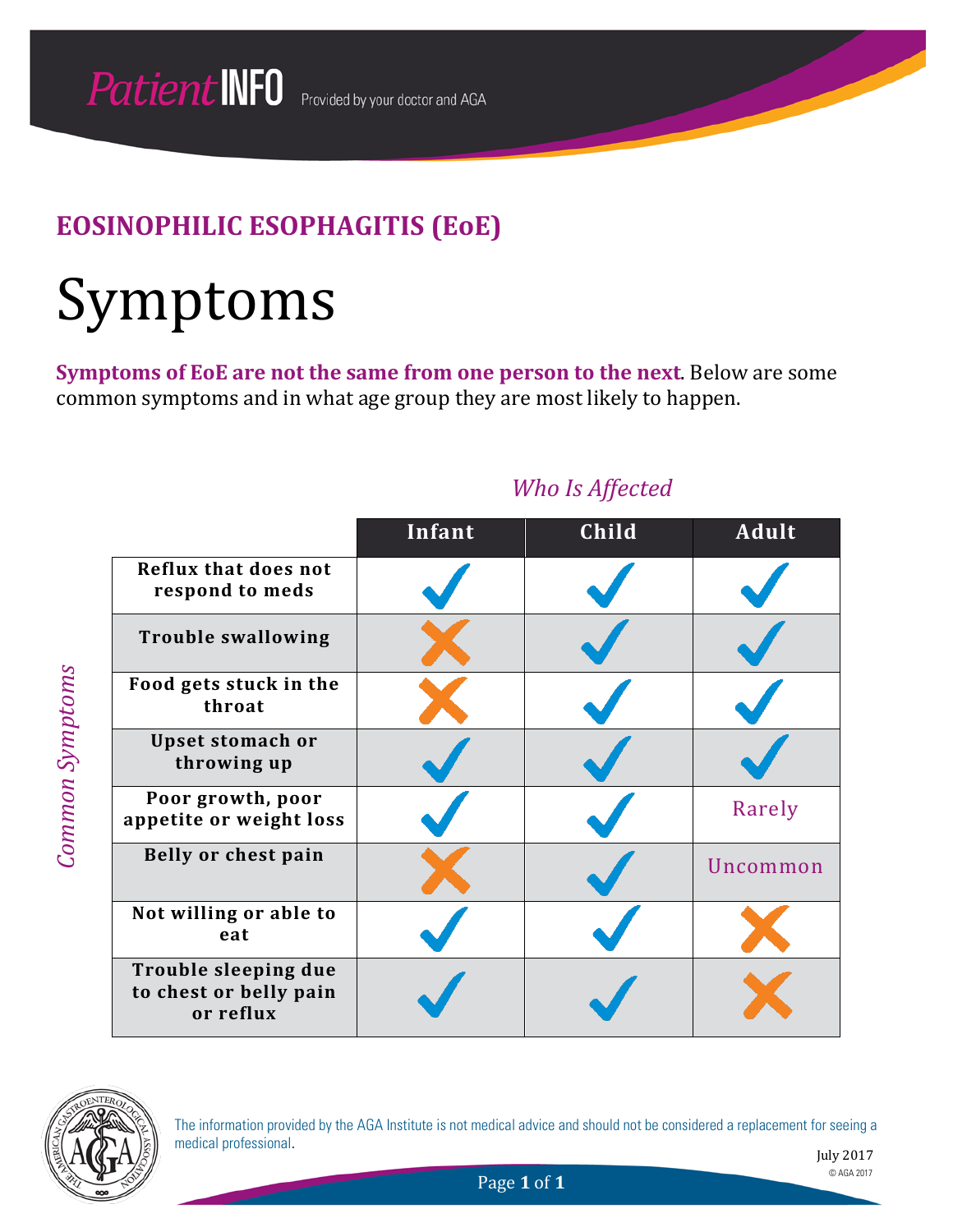PatientINFO Provided by your doctor and AGA

## EOSINOPHILIC ESOPHAGITIS (EoE)

# Symptoms

**Symptoms of EoE are not the same from one person to the next**. Below are some common symptoms and in what age group they are most likely to happen.

*Who Is Affected*

| *Common Symptoms* | Infant | Child | Adult |
|---|---|---|---|
| Reflux that does not respond to meds | ✓ | ✓ | ✓ |
| Trouble swallowing | ✗ | ✓ | ✓ |
| Food gets stuck in the throat | ✗ | ✓ | ✓ |
| Upset stomach or throwing up | ✓ | ✓ | ✓ |
| Poor growth, poor appetite or weight loss | ✓ | ✓ | Rarely |
| Belly or chest pain | ✗ | ✓ | Uncommon |
| Not willing or able to eat | ✓ | ✓ | ✗ |
| Trouble sleeping due to chest or belly pain or reflux | ✓ | ✓ | ✗ |

The information provided by the AGA Institute is not medical advice and should not be considered a replacement for seeing a medical professional.

July 2017

© AGA 2017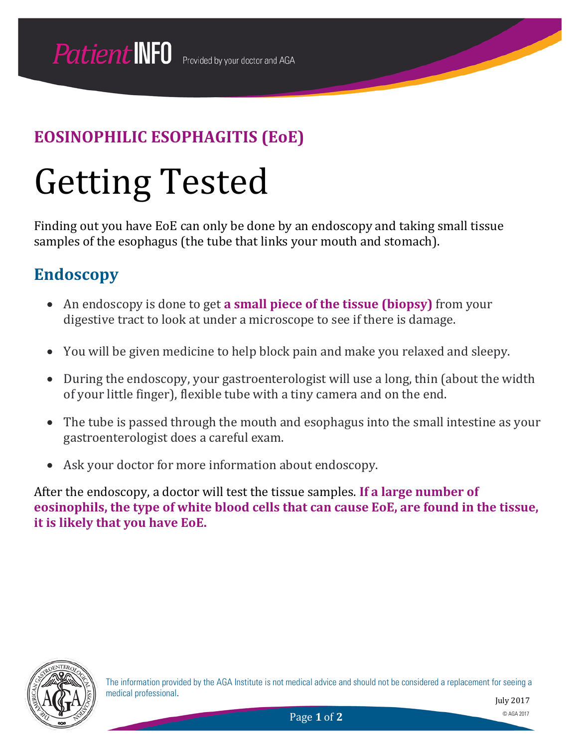## EOSINOPHILIC ESOPHAGITIS (EoE)

# Getting Tested

Finding out you have EoE can only be done by an endoscopy and taking small tissue samples of the esophagus (the tube that links your mouth and stomach).

## Endoscopy

- An endoscopy is done to get **a small piece of the tissue (biopsy)** from your digestive tract to look at under a microscope to see if there is damage.
- You will be given medicine to help block pain and make you relaxed and sleepy.
- During the endoscopy, your gastroenterologist will use a long, thin (about the width of your little finger), flexible tube with a tiny camera and on the end.
- The tube is passed through the mouth and esophagus into the small intestine as your gastroenterologist does a careful exam.
- Ask your doctor for more information about endoscopy.

After the endoscopy, a doctor will test the tissue samples. **If a large number of eosinophils, the type of white blood cells that can cause EoE, are found in the tissue, it is likely that you have EoE.**

The information provided by the AGA Institute is not medical advice and should not be considered a replacement for seeing a medical professional.

July 2017

© AGA 2017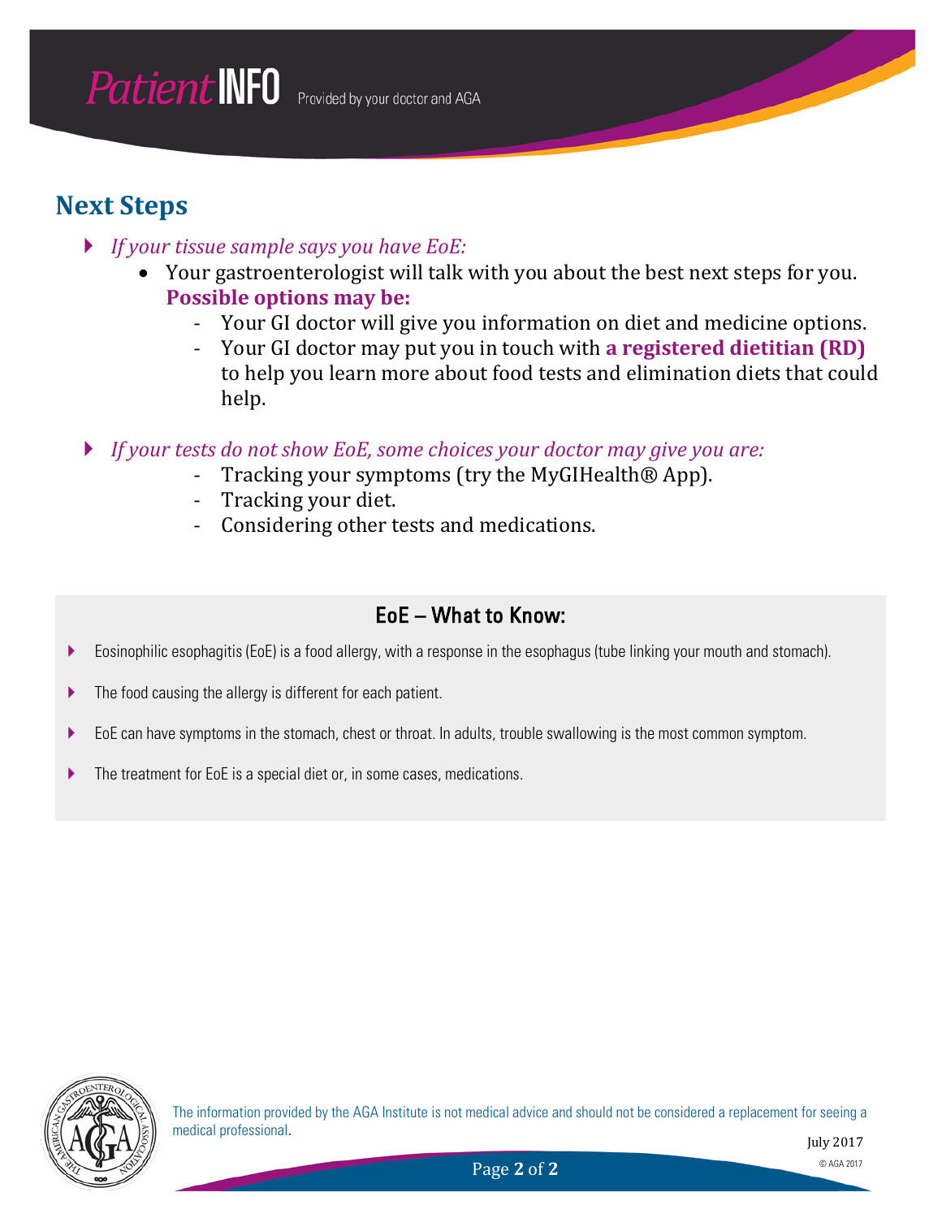## Next Steps

- *If your tissue sample says you have EoE:*
  - Your gastroenterologist will talk with you about the best next steps for you. **Possible options may be:**
    - Your GI doctor will give you information on diet and medicine options.
    - Your GI doctor may put you in touch with **a registered dietitian (RD)** to help you learn more about food tests and elimination diets that could help.

- *If your tests do not show EoE, some choices your doctor may give you are:*
  - Tracking your symptoms (try the MyGIHealth® App).
  - Tracking your diet.
  - Considering other tests and medications.

### EoE – What to Know:

- Eosinophilic esophagitis (EoE) is a food allergy, with a response in the esophagus (tube linking your mouth and stomach).
- The food causing the allergy is different for each patient.
- EoE can have symptoms in the stomach, chest or throat. In adults, trouble swallowing is the most common symptom.
- The treatment for EoE is a special diet or, in some cases, medications.

The information provided by the AGA Institute is not medical advice and should not be considered a replacement for seeing a medical professional.

July 2017

© AGA 2017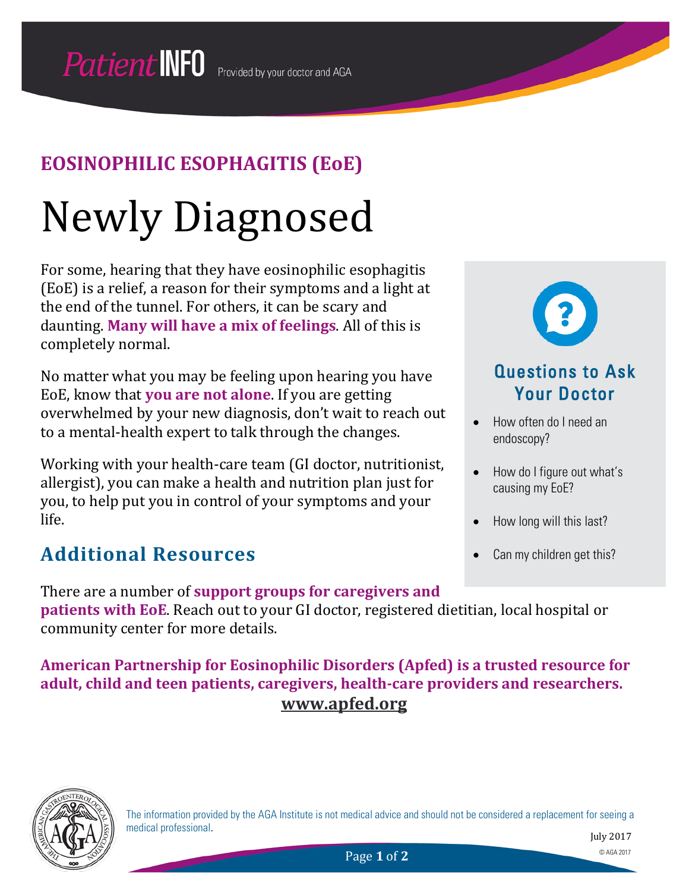**Patient INFO** Provided by your doctor and AGA

## EOSINOPHILIC ESOPHAGITIS (EoE)

# Newly Diagnosed

For some, hearing that they have eosinophilic esophagitis (EoE) is a relief, a reason for their symptoms and a light at the end of the tunnel. For others, it can be scary and daunting. **Many will have a mix of feelings**. All of this is completely normal.

No matter what you may be feeling upon hearing you have EoE, know that **you are not alone**. If you are getting overwhelmed by your new diagnosis, don't wait to reach out to a mental-health expert to talk through the changes.

Working with your health-care team (GI doctor, nutritionist, allergist), you can make a health and nutrition plan just for you, to help put you in control of your symptoms and your life.

### Questions to Ask Your Doctor

- How often do I need an endoscopy?
- How do I figure out what's causing my EoE?
- How long will this last?
- Can my children get this?

## Additional Resources

There are a number of **support groups for caregivers and patients with EoE**. Reach out to your GI doctor, registered dietitian, local hospital or community center for more details.

**American Partnership for Eosinophilic Disorders (Apfed) is a trusted resource for adult, child and teen patients, caregivers, health-care providers and researchers.**

**www.apfed.org**

The information provided by the AGA Institute is not medical advice and should not be considered a replacement for seeing a medical professional.

July 2017

© AGA 2017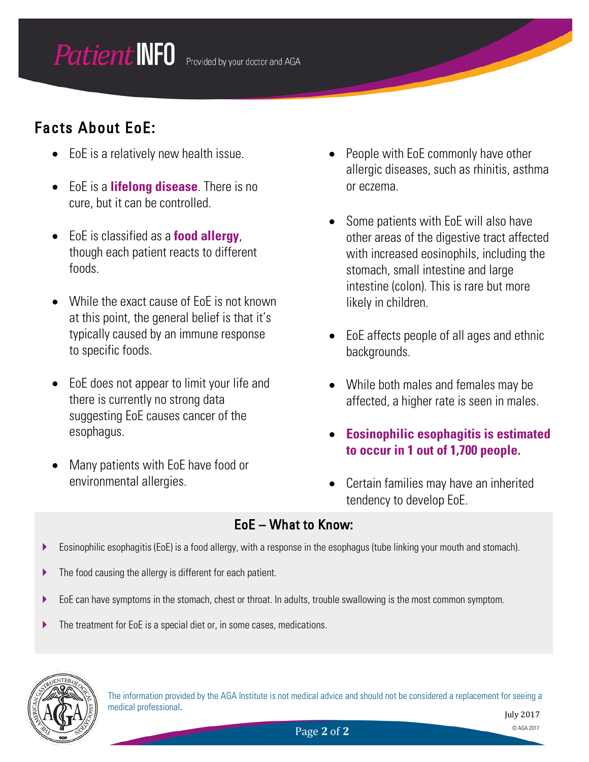## Facts About EoE:

- EoE is a relatively new health issue.
- EoE is a **lifelong disease**. There is no cure, but it can be controlled.
- EoE is classified as a **food allergy**, though each patient reacts to different foods.
- While the exact cause of EoE is not known at this point, the general belief is that it's typically caused by an immune response to specific foods.
- EoE does not appear to limit your life and there is currently no strong data suggesting EoE causes cancer of the esophagus.
- Many patients with EoE have food or environmental allergies.
- People with EoE commonly have other allergic diseases, such as rhinitis, asthma or eczema.
- Some patients with EoE will also have other areas of the digestive tract affected with increased eosinophils, including the stomach, small intestine and large intestine (colon). This is rare but more likely in children.
- EoE affects people of all ages and ethnic backgrounds.
- While both males and females may be affected, a higher rate is seen in males.
- **Eosinophilic esophagitis is estimated to occur in 1 out of 1,700 people.**
- Certain families may have an inherited tendency to develop EoE.

## EoE – What to Know:

- Eosinophilic esophagitis (EoE) is a food allergy, with a response in the esophagus (tube linking your mouth and stomach).
- The food causing the allergy is different for each patient.
- EoE can have symptoms in the stomach, chest or throat. In adults, trouble swallowing is the most common symptom.
- The treatment for EoE is a special diet or, in some cases, medications.

The information provided by the AGA Institute is not medical advice and should not be considered a replacement for seeing a medical professional.

July 2017

© AGA 2017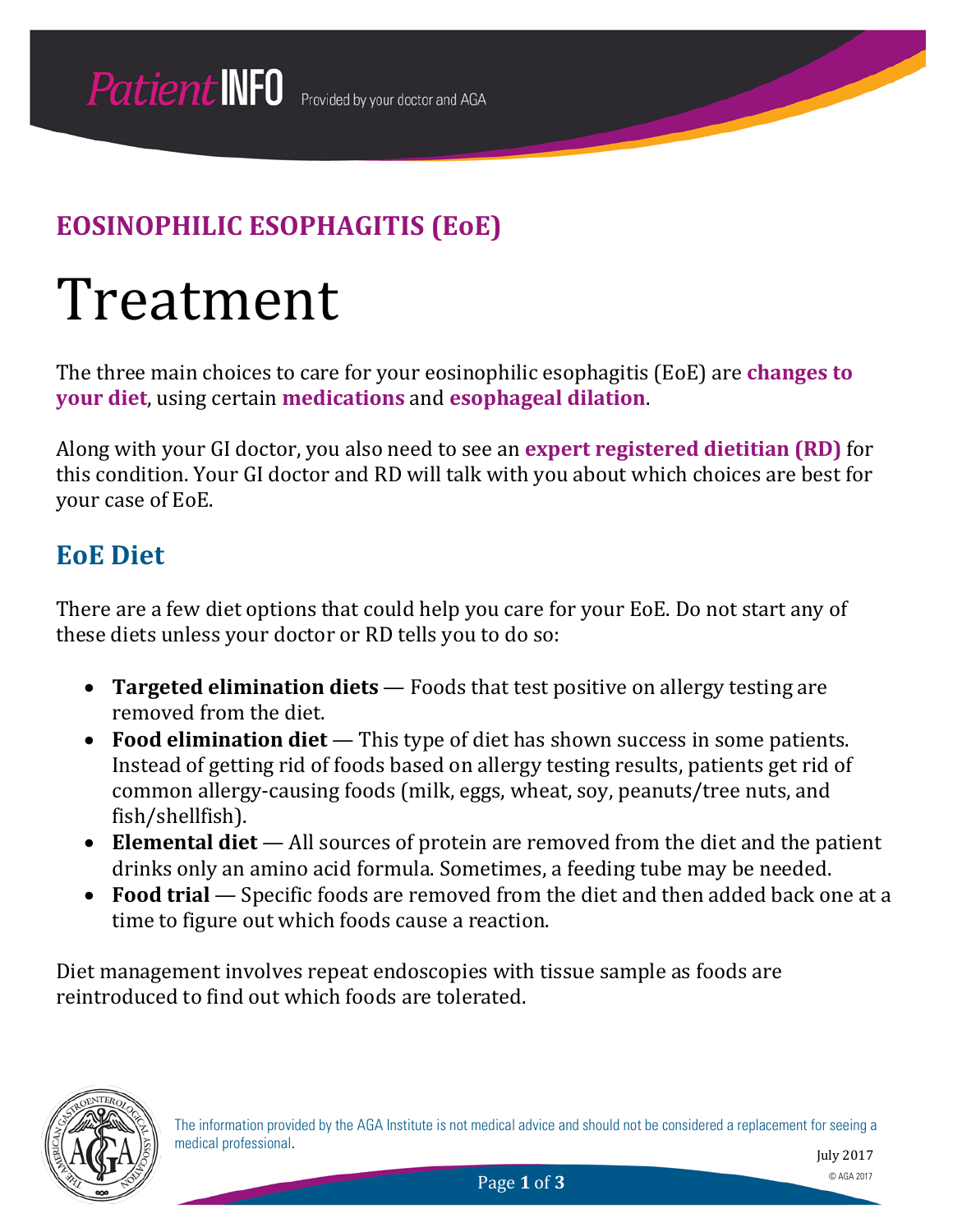## EOSINOPHILIC ESOPHAGITIS (EoE)

# Treatment

The three main choices to care for your eosinophilic esophagitis (EoE) are **changes to your diet**, using certain **medications** and **esophageal dilation**.

Along with your GI doctor, you also need to see an **expert registered dietitian (RD)** for this condition. Your GI doctor and RD will talk with you about which choices are best for your case of EoE.

## EoE Diet

There are a few diet options that could help you care for your EoE. Do not start any of these diets unless your doctor or RD tells you to do so:

- **Targeted elimination diets** — Foods that test positive on allergy testing are removed from the diet.
- **Food elimination diet** — This type of diet has shown success in some patients. Instead of getting rid of foods based on allergy testing results, patients get rid of common allergy-causing foods (milk, eggs, wheat, soy, peanuts/tree nuts, and fish/shellfish).
- **Elemental diet** — All sources of protein are removed from the diet and the patient drinks only an amino acid formula. Sometimes, a feeding tube may be needed.
- **Food trial** — Specific foods are removed from the diet and then added back one at a time to figure out which foods cause a reaction.

Diet management involves repeat endoscopies with tissue sample as foods are reintroduced to find out which foods are tolerated.

The information provided by the AGA Institute is not medical advice and should not be considered a replacement for seeing a medical professional.

July 2017

© AGA 2017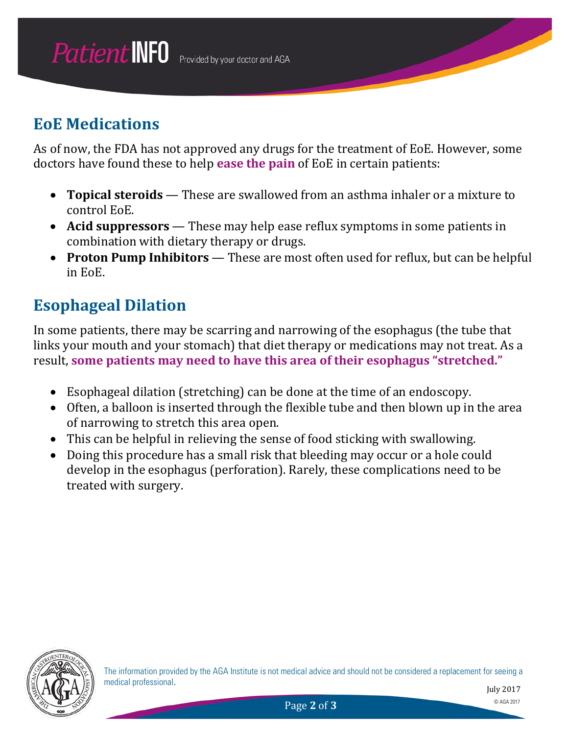## EoE Medications

As of now, the FDA has not approved any drugs for the treatment of EoE. However, some doctors have found these to help **ease the pain** of EoE in certain patients:

- **Topical steroids** — These are swallowed from an asthma inhaler or a mixture to control EoE.
- **Acid suppressors** — These may help ease reflux symptoms in some patients in combination with dietary therapy or drugs.
- **Proton Pump Inhibitors** — These are most often used for reflux, but can be helpful in EoE.

## Esophageal Dilation

In some patients, there may be scarring and narrowing of the esophagus (the tube that links your mouth and your stomach) that diet therapy or medications may not treat. As a result, **some patients may need to have this area of their esophagus "stretched."**

- Esophageal dilation (stretching) can be done at the time of an endoscopy.
- Often, a balloon is inserted through the flexible tube and then blown up in the area of narrowing to stretch this area open.
- This can be helpful in relieving the sense of food sticking with swallowing.
- Doing this procedure has a small risk that bleeding may occur or a hole could develop in the esophagus (perforation). Rarely, these complications need to be treated with surgery.

The information provided by the AGA Institute is not medical advice and should not be considered a replacement for seeing a medical professional.

July 2017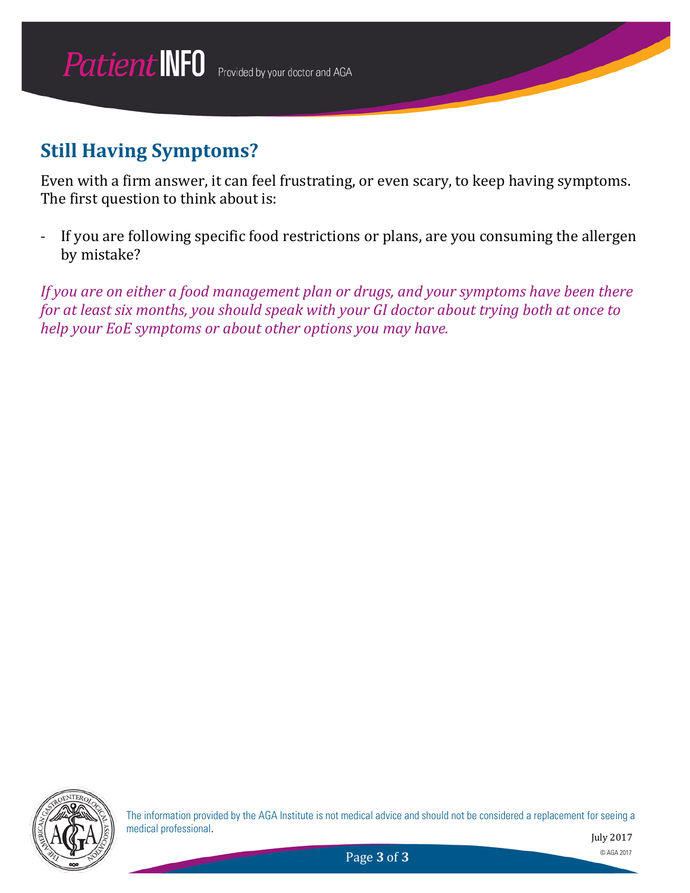## Still Having Symptoms?

Even with a firm answer, it can feel frustrating, or even scary, to keep having symptoms. The first question to think about is:

- If you are following specific food restrictions or plans, are you consuming the allergen by mistake?

*If you are on either a food management plan or drugs, and your symptoms have been there for at least six months, you should speak with your GI doctor about trying both at once to help your EoE symptoms or about other options you may have.*

The information provided by the AGA Institute is not medical advice and should not be considered a replacement for seeing a medical professional.

July 2017

© AGA 2017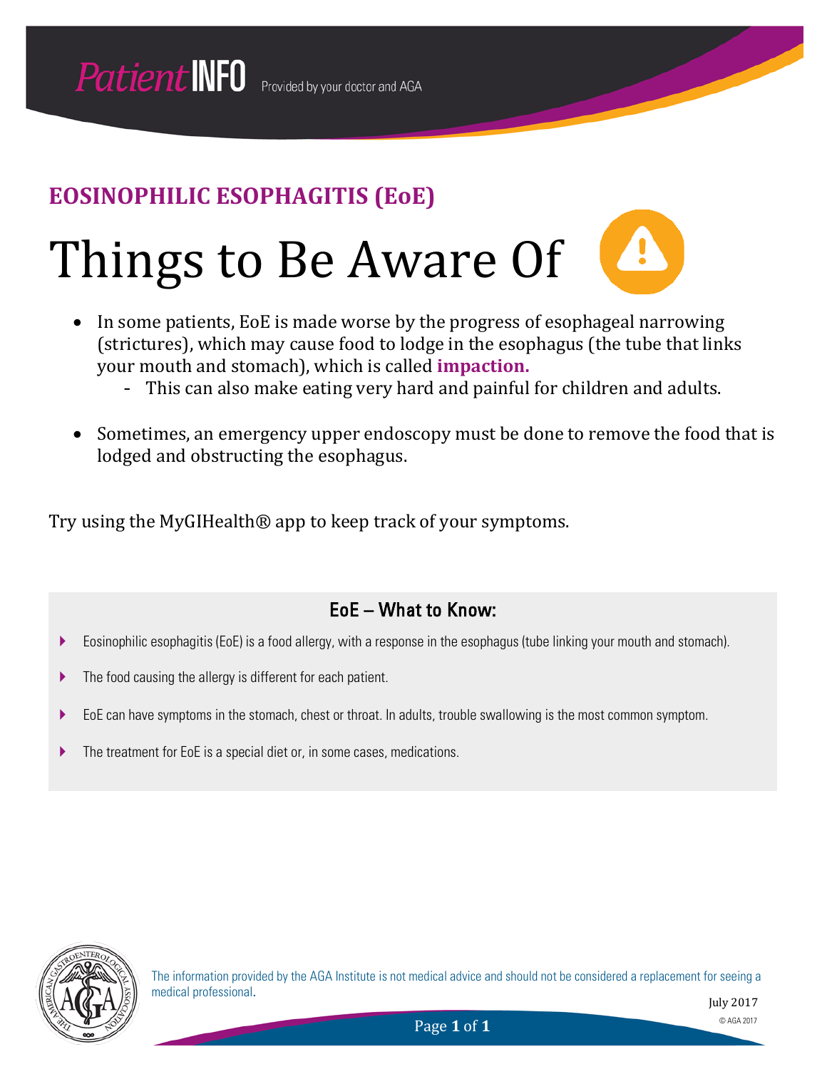## EOSINOPHILIC ESOPHAGITIS (EoE)

# Things to Be Aware Of

- In some patients, EoE is made worse by the progress of esophageal narrowing (strictures), which may cause food to lodge in the esophagus (the tube that links your mouth and stomach), which is called **impaction.**
  - This can also make eating very hard and painful for children and adults.
- Sometimes, an emergency upper endoscopy must be done to remove the food that is lodged and obstructing the esophagus.

Try using the MyGIHealth® app to keep track of your symptoms.

### EoE – What to Know:

- Eosinophilic esophagitis (EoE) is a food allergy, with a response in the esophagus (tube linking your mouth and stomach).
- The food causing the allergy is different for each patient.
- EoE can have symptoms in the stomach, chest or throat. In adults, trouble swallowing is the most common symptom.
- The treatment for EoE is a special diet or, in some cases, medications.

The information provided by the AGA Institute is not medical advice and should not be considered a replacement for seeing a medical professional.

July 2017

© AGA 2017